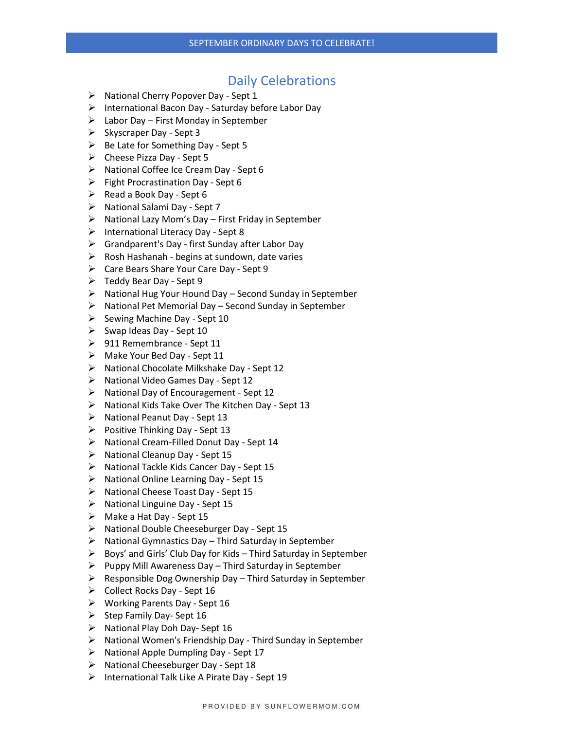# SEPTEMBER ORDINARY DAYS TO CELEBRATE!

## Daily Celebrations

- National Cherry Popover Day - Sept 1
- International Bacon Day - Saturday before Labor Day
- Labor Day – First Monday in September
- Skyscraper Day - Sept 3
- Be Late for Something Day - Sept 5
- Cheese Pizza Day - Sept 5
- National Coffee Ice Cream Day - Sept 6
- Fight Procrastination Day - Sept 6
- Read a Book Day - Sept 6
- National Salami Day - Sept 7
- National Lazy Mom's Day – First Friday in September
- International Literacy Day - Sept 8
- Grandparent's Day - first Sunday after Labor Day
- Rosh Hashanah - begins at sundown, date varies
- Care Bears Share Your Care Day - Sept 9
- Teddy Bear Day - Sept 9
- National Hug Your Hound Day – Second Sunday in September
- National Pet Memorial Day – Second Sunday in September
- Sewing Machine Day - Sept 10
- Swap Ideas Day - Sept 10
- 911 Remembrance - Sept 11
- Make Your Bed Day - Sept 11
- National Chocolate Milkshake Day - Sept 12
- National Video Games Day - Sept 12
- National Day of Encouragement - Sept 12
- National Kids Take Over The Kitchen Day - Sept 13
- National Peanut Day - Sept 13
- Positive Thinking Day - Sept 13
- National Cream-Filled Donut Day - Sept 14
- National Cleanup Day - Sept 15
- National Tackle Kids Cancer Day - Sept 15
- National Online Learning Day - Sept 15
- National Cheese Toast Day - Sept 15
- National Linguine Day - Sept 15
- Make a Hat Day - Sept 15
- National Double Cheeseburger Day - Sept 15
- National Gymnastics Day – Third Saturday in September
- Boys' and Girls' Club Day for Kids – Third Saturday in September
- Puppy Mill Awareness Day – Third Saturday in September
- Responsible Dog Ownership Day – Third Saturday in September
- Collect Rocks Day - Sept 16
- Working Parents Day - Sept 16
- Step Family Day- Sept 16
- National Play Doh Day- Sept 16
- National Women's Friendship Day - Third Sunday in September
- National Apple Dumpling Day - Sept 17
- National Cheeseburger Day - Sept 18
- International Talk Like A Pirate Day - Sept 19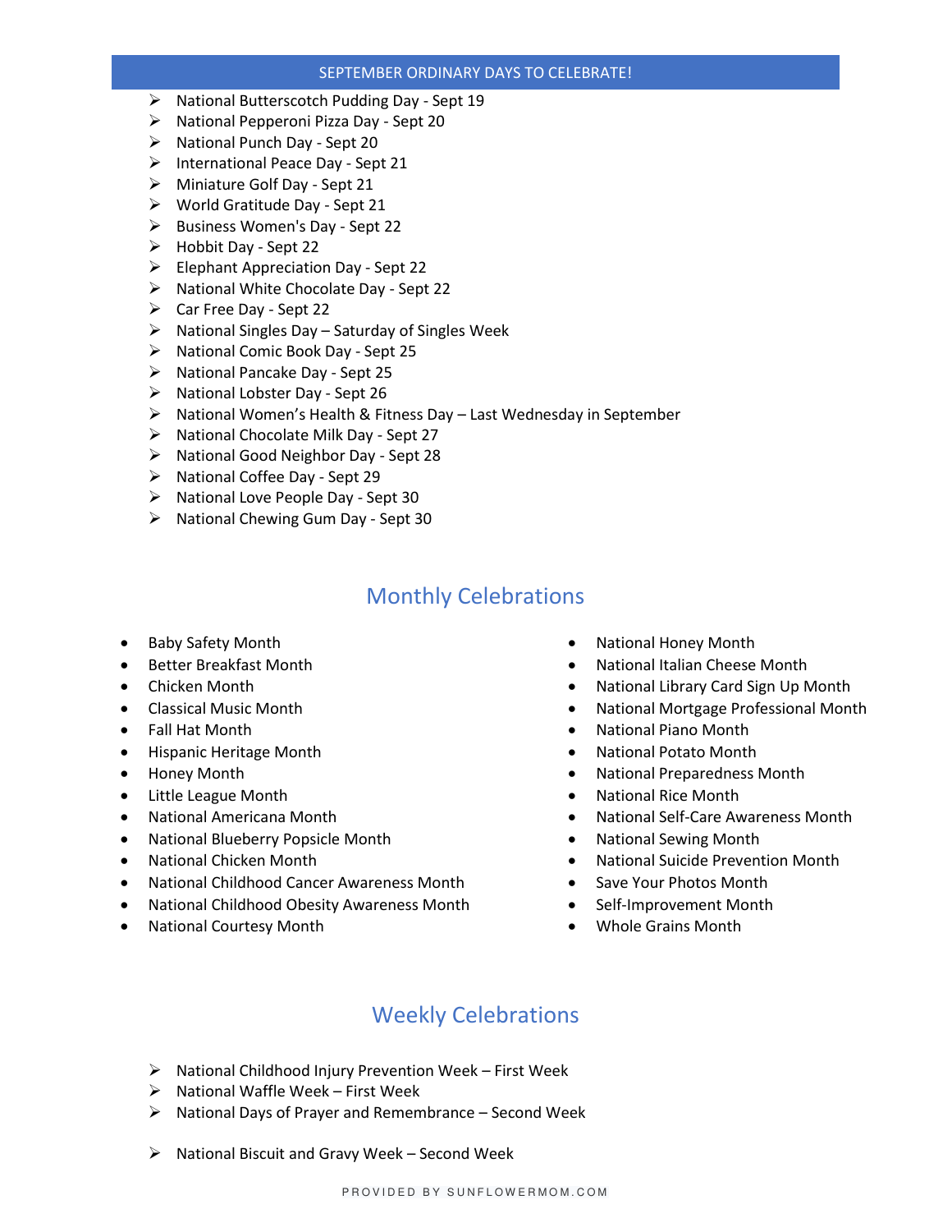SEPTEMBER ORDINARY DAYS TO CELEBRATE!

- National Butterscotch Pudding Day - Sept 19
- National Pepperoni Pizza Day - Sept 20
- National Punch Day - Sept 20
- International Peace Day - Sept 21
- Miniature Golf Day - Sept 21
- World Gratitude Day - Sept 21
- Business Women's Day - Sept 22
- Hobbit Day - Sept 22
- Elephant Appreciation Day - Sept 22
- National White Chocolate Day - Sept 22
- Car Free Day - Sept 22
- National Singles Day – Saturday of Singles Week
- National Comic Book Day - Sept 25
- National Pancake Day - Sept 25
- National Lobster Day - Sept 26
- National Women's Health & Fitness Day – Last Wednesday in September
- National Chocolate Milk Day - Sept 27
- National Good Neighbor Day - Sept 28
- National Coffee Day - Sept 29
- National Love People Day - Sept 30
- National Chewing Gum Day - Sept 30

## Monthly Celebrations

- Baby Safety Month
- Better Breakfast Month
- Chicken Month
- Classical Music Month
- Fall Hat Month
- Hispanic Heritage Month
- Honey Month
- Little League Month
- National Americana Month
- National Blueberry Popsicle Month
- National Chicken Month
- National Childhood Cancer Awareness Month
- National Childhood Obesity Awareness Month
- National Courtesy Month
- National Honey Month
- National Italian Cheese Month
- National Library Card Sign Up Month
- National Mortgage Professional Month
- National Piano Month
- National Potato Month
- National Preparedness Month
- National Rice Month
- National Self-Care Awareness Month
- National Sewing Month
- National Suicide Prevention Month
- Save Your Photos Month
- Self-Improvement Month
- Whole Grains Month

## Weekly Celebrations

- National Childhood Injury Prevention Week – First Week
- National Waffle Week – First Week
- National Days of Prayer and Remembrance – Second Week
- National Biscuit and Gravy Week – Second Week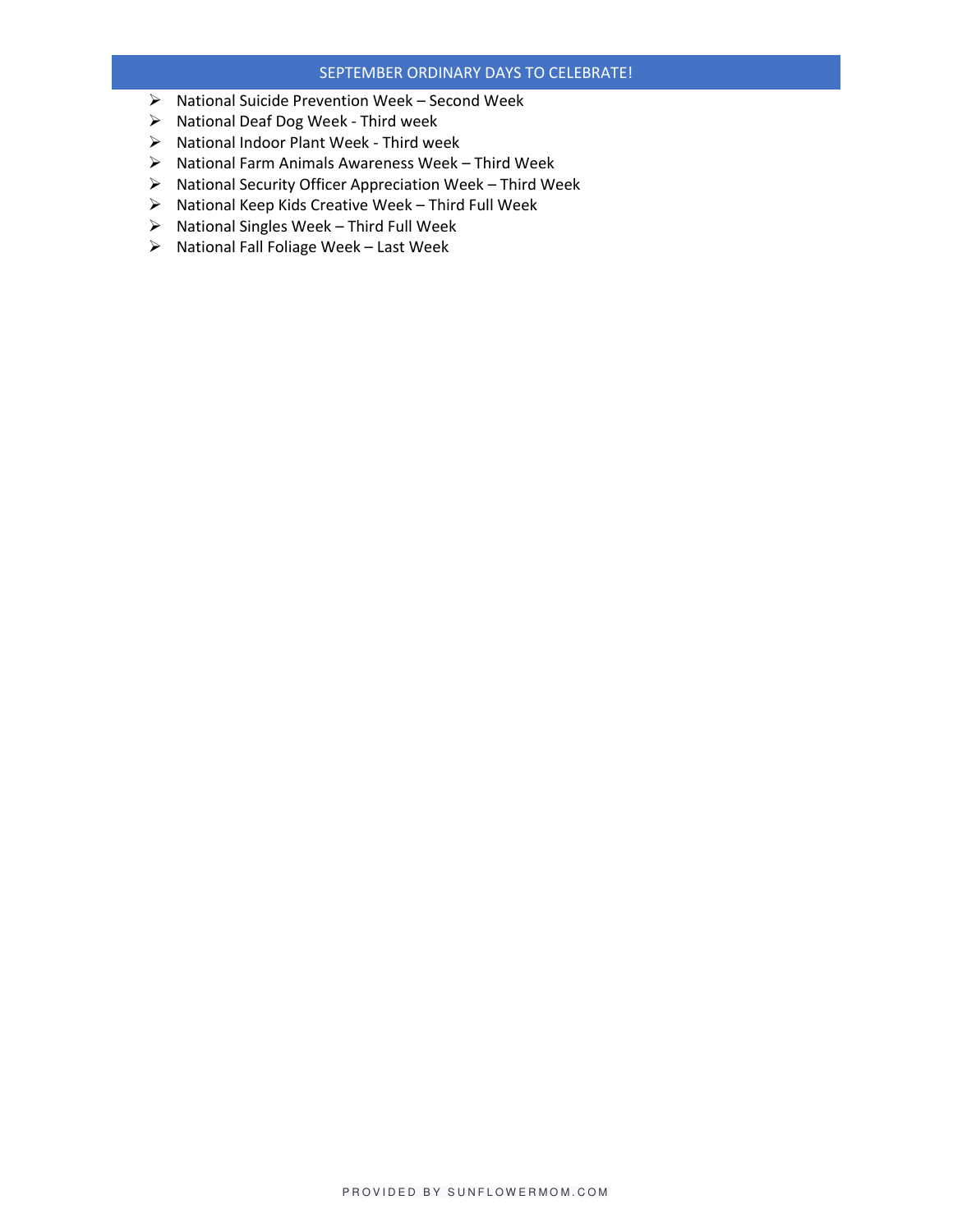## SEPTEMBER ORDINARY DAYS TO CELEBRATE!

- National Suicide Prevention Week – Second Week
- National Deaf Dog Week - Third week
- National Indoor Plant Week - Third week
- National Farm Animals Awareness Week – Third Week
- National Security Officer Appreciation Week – Third Week
- National Keep Kids Creative Week – Third Full Week
- National Singles Week – Third Full Week
- National Fall Foliage Week – Last Week